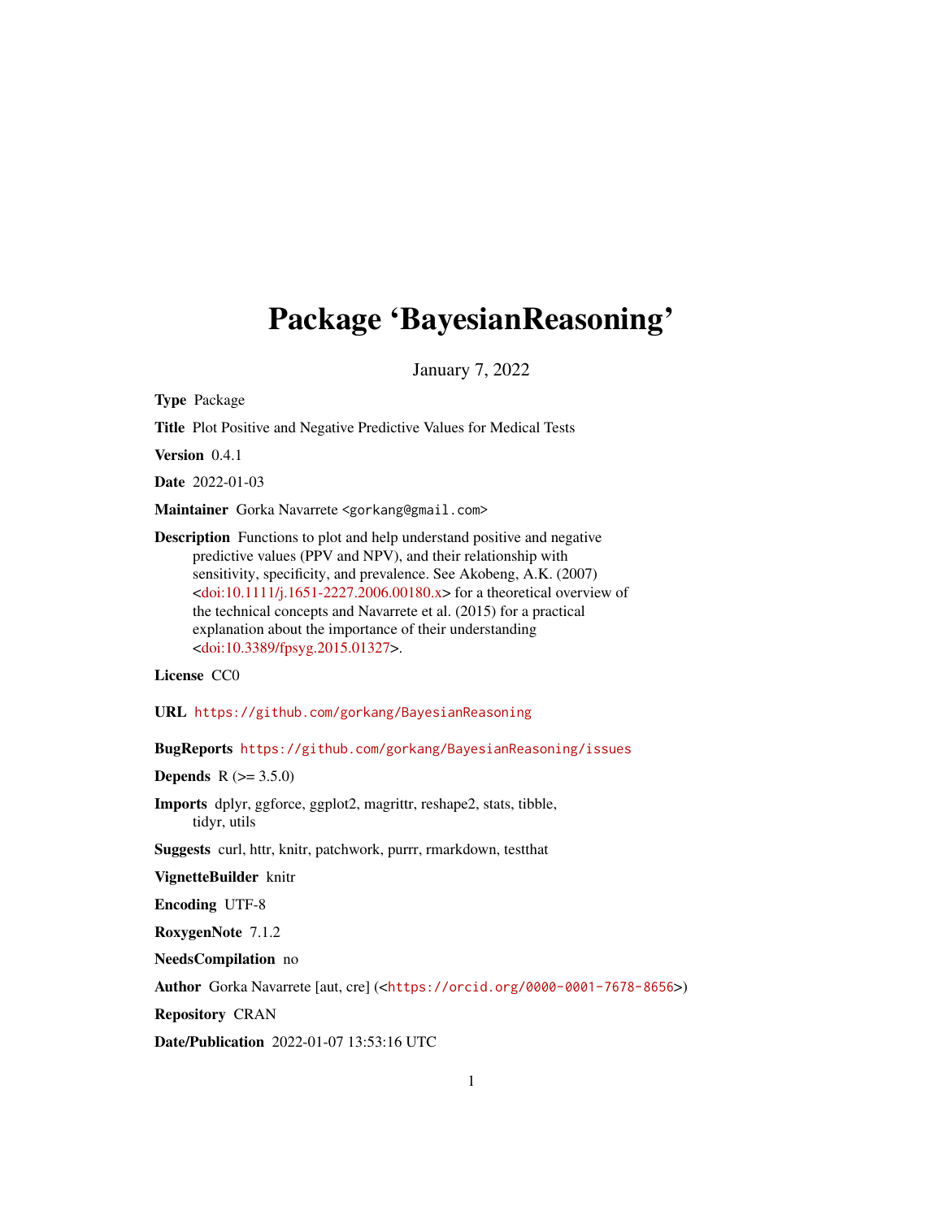# Package 'BayesianReasoning'

January 7, 2022

**Type** Package

**Title** Plot Positive and Negative Predictive Values for Medical Tests

**Version** 0.4.1

**Date** 2022-01-03

**Maintainer** Gorka Navarrete <gorkang@gmail.com>

**Description** Functions to plot and help understand positive and negative predictive values (PPV and NPV), and their relationship with sensitivity, specificity, and prevalence. See Akobeng, A.K. (2007) <doi:10.1111/j.1651-2227.2006.00180.x> for a theoretical overview of the technical concepts and Navarrete et al. (2015) for a practical explanation about the importance of their understanding <doi:10.3389/fpsyg.2015.01327>.

**License** CC0

**URL** https://github.com/gorkang/BayesianReasoning

**BugReports** https://github.com/gorkang/BayesianReasoning/issues

**Depends** R (>= 3.5.0)

**Imports** dplyr, ggforce, ggplot2, magrittr, reshape2, stats, tibble, tidyr, utils

**Suggests** curl, httr, knitr, patchwork, purrr, rmarkdown, testthat

**VignetteBuilder** knitr

**Encoding** UTF-8

**RoxygenNote** 7.1.2

**NeedsCompilation** no

**Author** Gorka Navarrete [aut, cre] (<https://orcid.org/0000-0001-7678-8656>)

**Repository** CRAN

**Date/Publication** 2022-01-07 13:53:16 UTC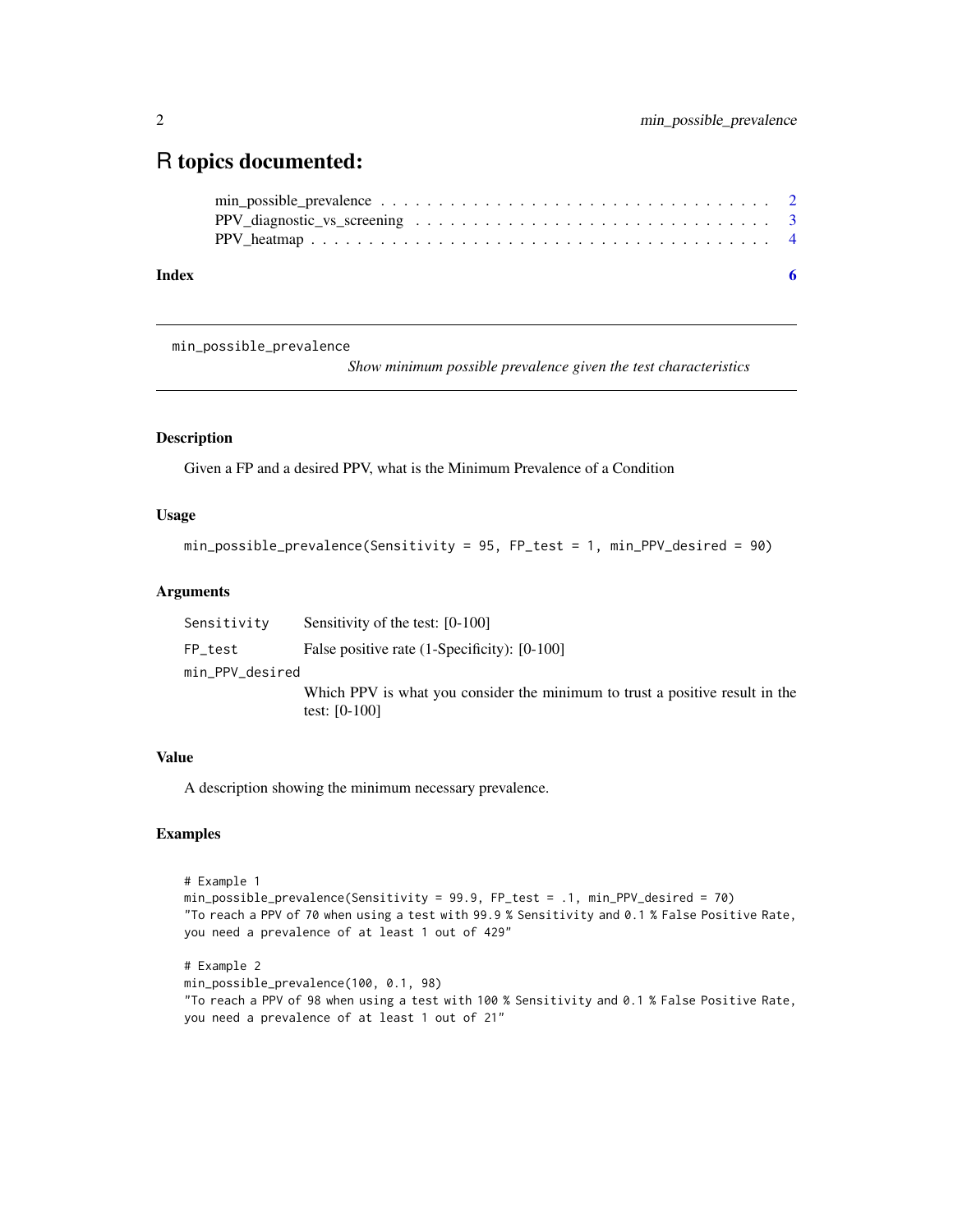# R topics documented:

min_possible_prevalence . . . . . . . . . . . . . . . . . . . . . . . . . . . . . . . . 2
PPV_diagnostic_vs_screening . . . . . . . . . . . . . . . . . . . . . . . . . . . . . 3
PPV_heatmap . . . . . . . . . . . . . . . . . . . . . . . . . . . . . . . . . . . . . . 4

**Index** **6**

---

`min_possible_prevalence` *Show minimum possible prevalence given the test characteristics*

---

### Description

Given a FP and a desired PPV, what is the Minimum Prevalence of a Condition

### Usage

```
min_possible_prevalence(Sensitivity = 95, FP_test = 1, min_PPV_desired = 90)
```

### Arguments

| | |
|---|---|
| `Sensitivity` | Sensitivity of the test: [0-100] |
| `FP_test` | False positive rate (1-Specificity): [0-100] |
| `min_PPV_desired` | Which PPV is what you consider the minimum to trust a positive result in the test: [0-100] |

### Value

A description showing the minimum necessary prevalence.

### Examples

```
# Example 1
min_possible_prevalence(Sensitivity = 99.9, FP_test = .1, min_PPV_desired = 70)
"To reach a PPV of 70 when using a test with 99.9 % Sensitivity and 0.1 % False Positive Rate,
you need a prevalence of at least 1 out of 429"

# Example 2
min_possible_prevalence(100, 0.1, 98)
"To reach a PPV of 98 when using a test with 100 % Sensitivity and 0.1 % False Positive Rate,
you need a prevalence of at least 1 out of 21"
```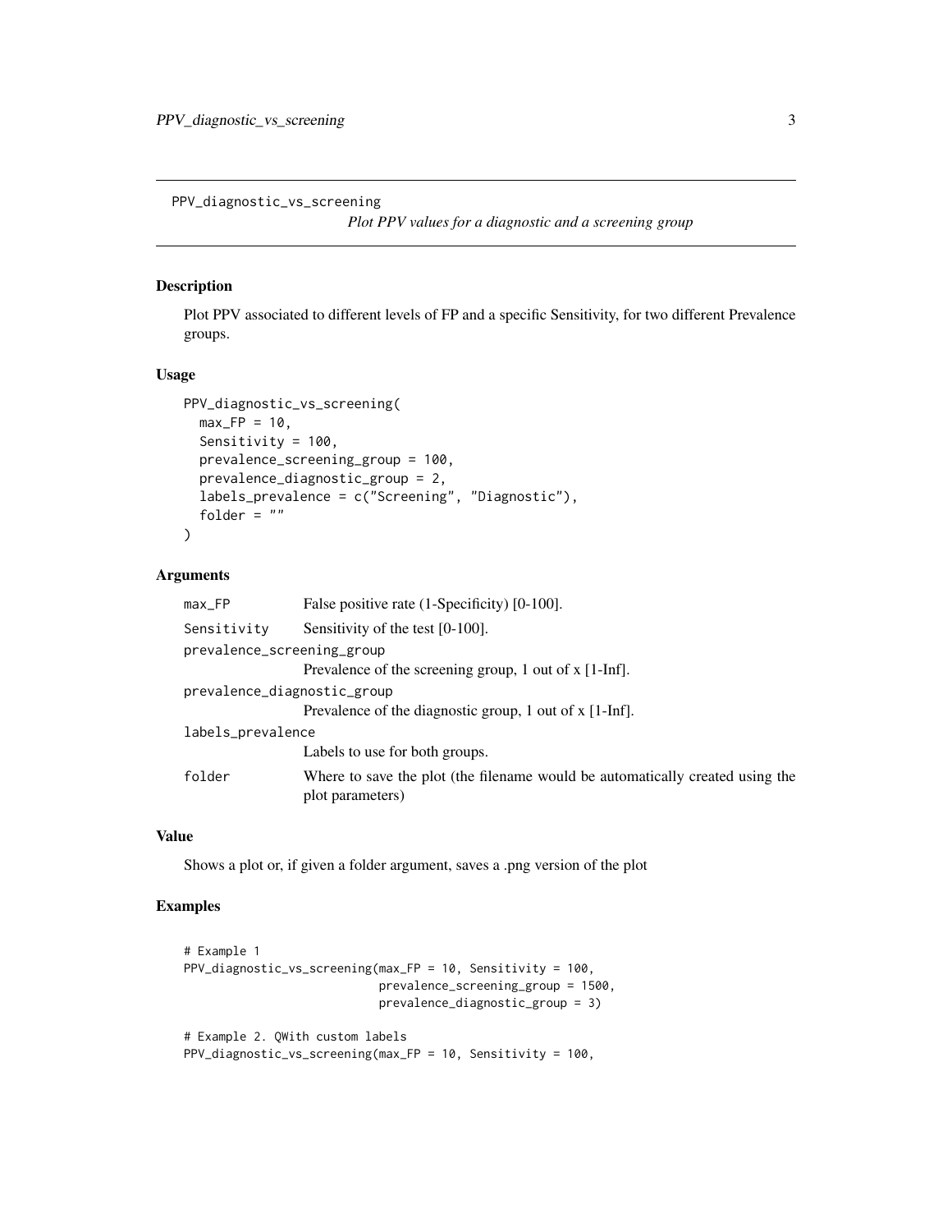PPV_diagnostic_vs_screening

*Plot PPV values for a diagnostic and a screening group*

## Description

Plot PPV associated to different levels of FP and a specific Sensitivity, for two different Prevalence groups.

## Usage

```
PPV_diagnostic_vs_screening(
  max_FP = 10,
  Sensitivity = 100,
  prevalence_screening_group = 100,
  prevalence_diagnostic_group = 2,
  labels_prevalence = c("Screening", "Diagnostic"),
  folder = ""
)
```

## Arguments

`max_FP` False positive rate (1-Specificity) [0-100].

`Sensitivity` Sensitivity of the test [0-100].

`prevalence_screening_group` Prevalence of the screening group, 1 out of x [1-Inf].

`prevalence_diagnostic_group` Prevalence of the diagnostic group, 1 out of x [1-Inf].

`labels_prevalence` Labels to use for both groups.

`folder` Where to save the plot (the filename would be automatically created using the plot parameters)

## Value

Shows a plot or, if given a folder argument, saves a .png version of the plot

## Examples

```
# Example 1
PPV_diagnostic_vs_screening(max_FP = 10, Sensitivity = 100,
                            prevalence_screening_group = 1500,
                            prevalence_diagnostic_group = 3)

# Example 2. QWith custom labels
PPV_diagnostic_vs_screening(max_FP = 10, Sensitivity = 100,
```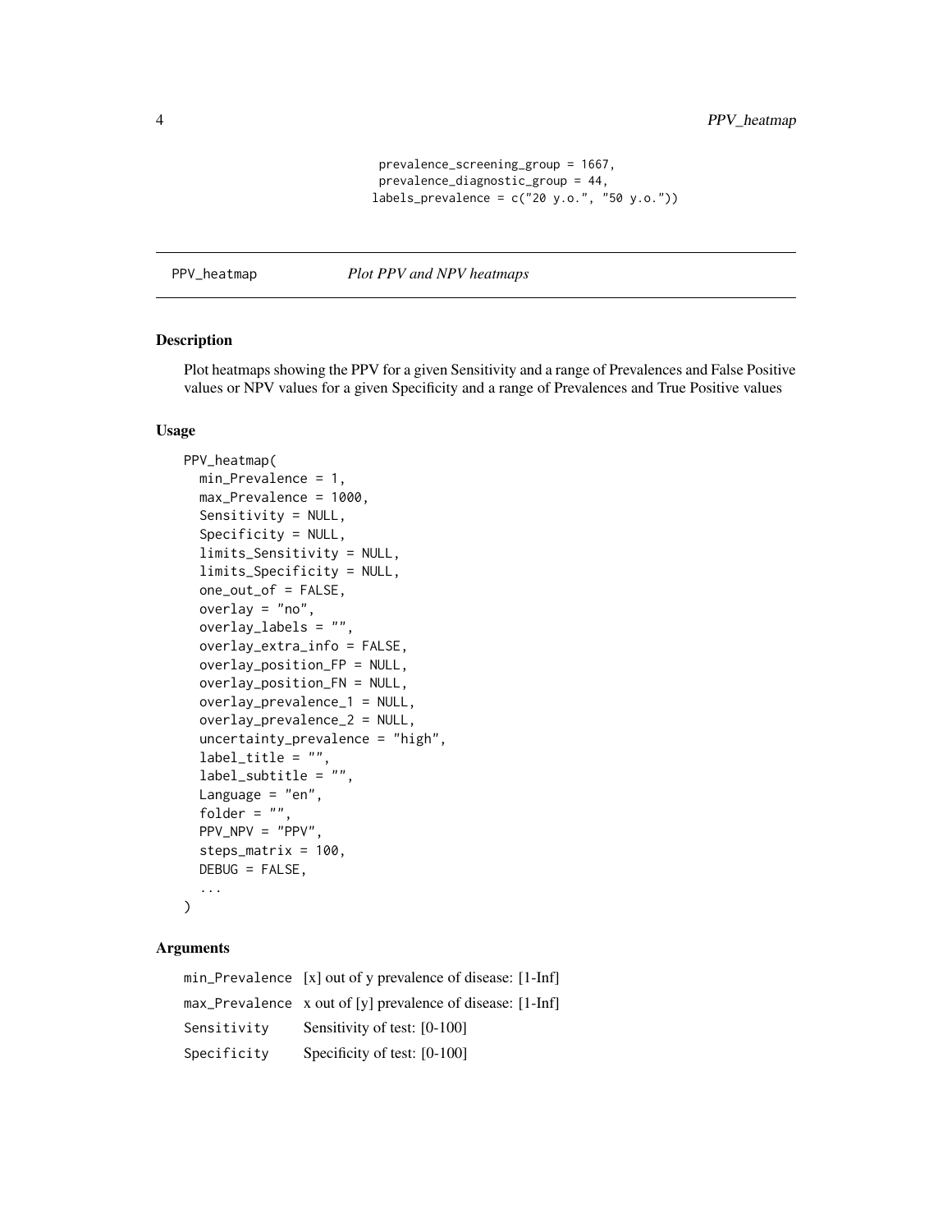```
prevalence_screening_group = 1667,
prevalence_diagnostic_group = 44,
labels_prevalence = c("20 y.o.", "50 y.o."))
```

## PPV_heatmap *Plot PPV and NPV heatmaps*

### Description

Plot heatmaps showing the PPV for a given Sensitivity and a range of Prevalences and False Positive values or NPV values for a given Specificity and a range of Prevalences and True Positive values

### Usage

```
PPV_heatmap(
  min_Prevalence = 1,
  max_Prevalence = 1000,
  Sensitivity = NULL,
  Specificity = NULL,
  limits_Sensitivity = NULL,
  limits_Specificity = NULL,
  one_out_of = FALSE,
  overlay = "no",
  overlay_labels = "",
  overlay_extra_info = FALSE,
  overlay_position_FP = NULL,
  overlay_position_FN = NULL,
  overlay_prevalence_1 = NULL,
  overlay_prevalence_2 = NULL,
  uncertainty_prevalence = "high",
  label_title = "",
  label_subtitle = "",
  Language = "en",
  folder = "",
  PPV_NPV = "PPV",
  steps_matrix = 100,
  DEBUG = FALSE,
  ...
)
```

### Arguments

| | |
|---|---|
| `min_Prevalence` | [x] out of y prevalence of disease: [1-Inf] |
| `max_Prevalence` | x out of [y] prevalence of disease: [1-Inf] |
| `Sensitivity` | Sensitivity of test: [0-100] |
| `Specificity` | Specificity of test: [0-100] |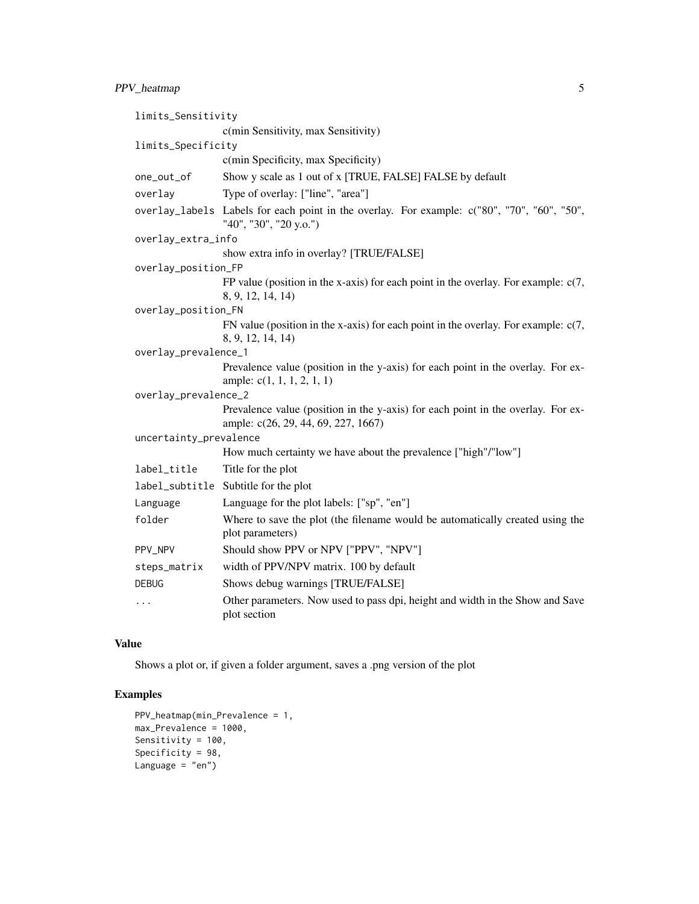| | |
|---|---|
| `limits_Sensitivity` | c(min Sensitivity, max Sensitivity) |
| `limits_Specificity` | c(min Specificity, max Specificity) |
| `one_out_of` | Show y scale as 1 out of x [TRUE, FALSE] FALSE by default |
| `overlay` | Type of overlay: ["line", "area"] |
| `overlay_labels` | Labels for each point in the overlay. For example: c("80", "70", "60", "50", "40", "30", "20 y.o.") |
| `overlay_extra_info` | show extra info in overlay? [TRUE/FALSE] |
| `overlay_position_FP` | FP value (position in the x-axis) for each point in the overlay. For example: c(7, 8, 9, 12, 14, 14) |
| `overlay_position_FN` | FN value (position in the x-axis) for each point in the overlay. For example: c(7, 8, 9, 12, 14, 14) |
| `overlay_prevalence_1` | Prevalence value (position in the y-axis) for each point in the overlay. For example: c(1, 1, 1, 2, 1, 1) |
| `overlay_prevalence_2` | Prevalence value (position in the y-axis) for each point in the overlay. For example: c(26, 29, 44, 69, 227, 1667) |
| `uncertainty_prevalence` | How much certainty we have about the prevalence ["high"/"low"] |
| `label_title` | Title for the plot |
| `label_subtitle` | Subtitle for the plot |
| `Language` | Language for the plot labels: ["sp", "en"] |
| `folder` | Where to save the plot (the filename would be automatically created using the plot parameters) |
| `PPV_NPV` | Should show PPV or NPV ["PPV", "NPV"] |
| `steps_matrix` | width of PPV/NPV matrix. 100 by default |
| `DEBUG` | Shows debug warnings [TRUE/FALSE] |
| `...` | Other parameters. Now used to pass dpi, height and width in the Show and Save plot section |

## Value

Shows a plot or, if given a folder argument, saves a .png version of the plot

## Examples

```
PPV_heatmap(min_Prevalence = 1,
max_Prevalence = 1000,
Sensitivity = 100,
Specificity = 98,
Language = "en")
```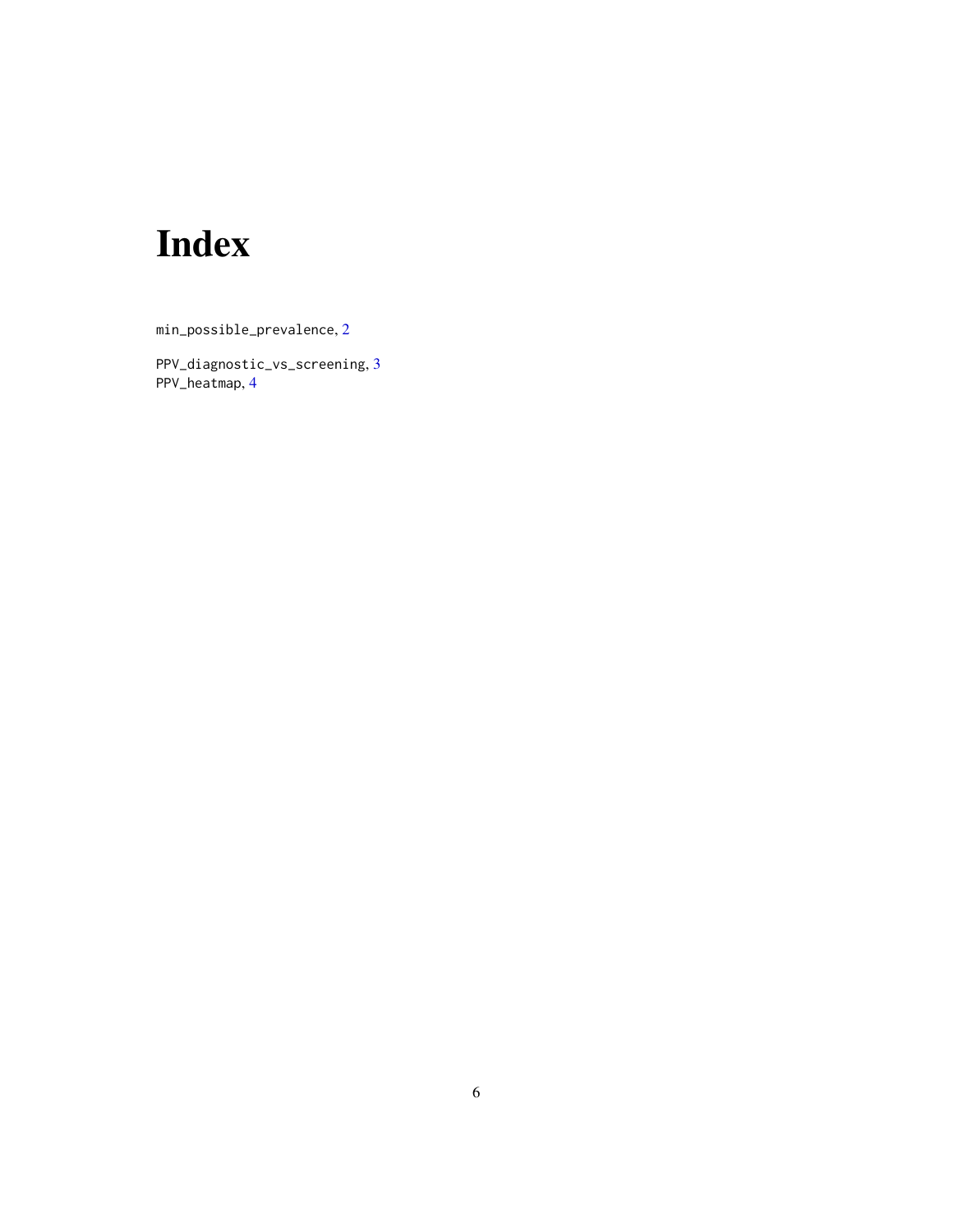# Index

min_possible_prevalence, 2

PPV_diagnostic_vs_screening, 3
PPV_heatmap, 4